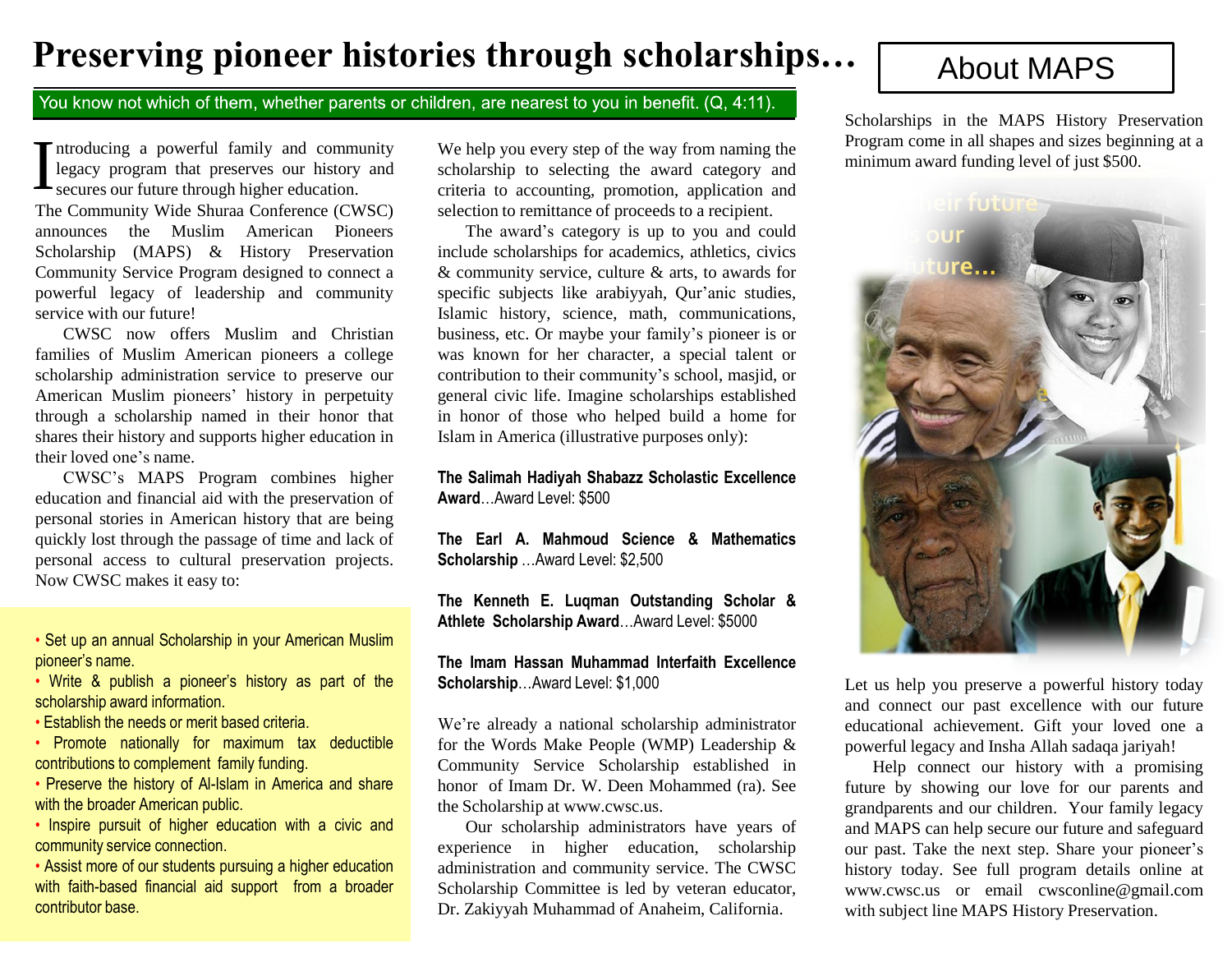# Preserving pioneer histories through scholarships…

You know not which of them, whether parents or children, are nearest to you in benefit. (Q, 4:11).

Introducing a powerful family and community legacy program that preserves our history and secures our future through higher education.

The Community Wide Shuraa Conference (CWSC) announces the Muslim American Pioneers Scholarship (MAPS) & History Preservation Community Service Program designed to connect a powerful legacy of leadership and community service with our future!

CWSC now offers Muslim and Christian families of Muslim American pioneers a college scholarship administration service to preserve our American Muslim pioneers' history in perpetuity through a scholarship named in their honor that shares their history and supports higher education in their loved one's name.

CWSC's MAPS Program combines higher education and financial aid with the preservation of personal stories in American history that are being quickly lost through the passage of time and lack of personal access to cultural preservation projects. Now CWSC makes it easy to:

- Set up an annual Scholarship in your American Muslim pioneer's name.
- Write & publish a pioneer's history as part of the scholarship award information.
- Establish the needs or merit based criteria.
- Promote nationally for maximum tax deductible contributions to complement family funding.
- Preserve the history of Al-Islam in America and share with the broader American public.
- Inspire pursuit of higher education with a civic and community service connection.
- Assist more of our students pursuing a higher education with faith-based financial aid support from a broader contributor base.

We help you every step of the way from naming the scholarship to selecting the award category and criteria to accounting, promotion, application and selection to remittance of proceeds to a recipient.

The award's category is up to you and could include scholarships for academics, athletics, civics & community service, culture & arts, to awards for specific subjects like arabiyyah, Qur'anic studies, Islamic history, science, math, communications, business, etc. Or maybe your family's pioneer is or was known for her character, a special talent or contribution to their community's school, masjid, or general civic life. Imagine scholarships established in honor of those who helped build a home for Islam in America (illustrative purposes only):

**The Salimah Hadiyah Shabazz Scholastic Excellence Award**…Award Level: $500

**The Earl A. Mahmoud Science & Mathematics Scholarship** …Award Level: $2,500

**The Kenneth E. Luqman Outstanding Scholar & Athlete Scholarship Award**…Award Level: $5000

**The Imam Hassan Muhammad Interfaith Excellence Scholarship**…Award Level: $1,000

We're already a national scholarship administrator for the Words Make People (WMP) Leadership & Community Service Scholarship established in honor of Imam Dr. W. Deen Mohammed (ra). See the Scholarship at www.cwsc.us.

Our scholarship administrators have years of experience in higher education, scholarship administration and community service. The CWSC Scholarship Committee is led by veteran educator, Dr. Zakiyyah Muhammad of Anaheim, California.

## About MAPS

Scholarships in the MAPS History Preservation Program come in all shapes and sizes beginning at a minimum award funding level of just $500.

Let us help you preserve a powerful history today and connect our past excellence with our future educational achievement. Gift your loved one a powerful legacy and Insha Allah sadaqa jariyah!

Help connect our history with a promising future by showing our love for our parents and grandparents and our children. Your family legacy and MAPS can help secure our future and safeguard our past. Take the next step. Share your pioneer's history today. See full program details online at www.cwsc.us or email cwsconline@gmail.com with subject line MAPS History Preservation.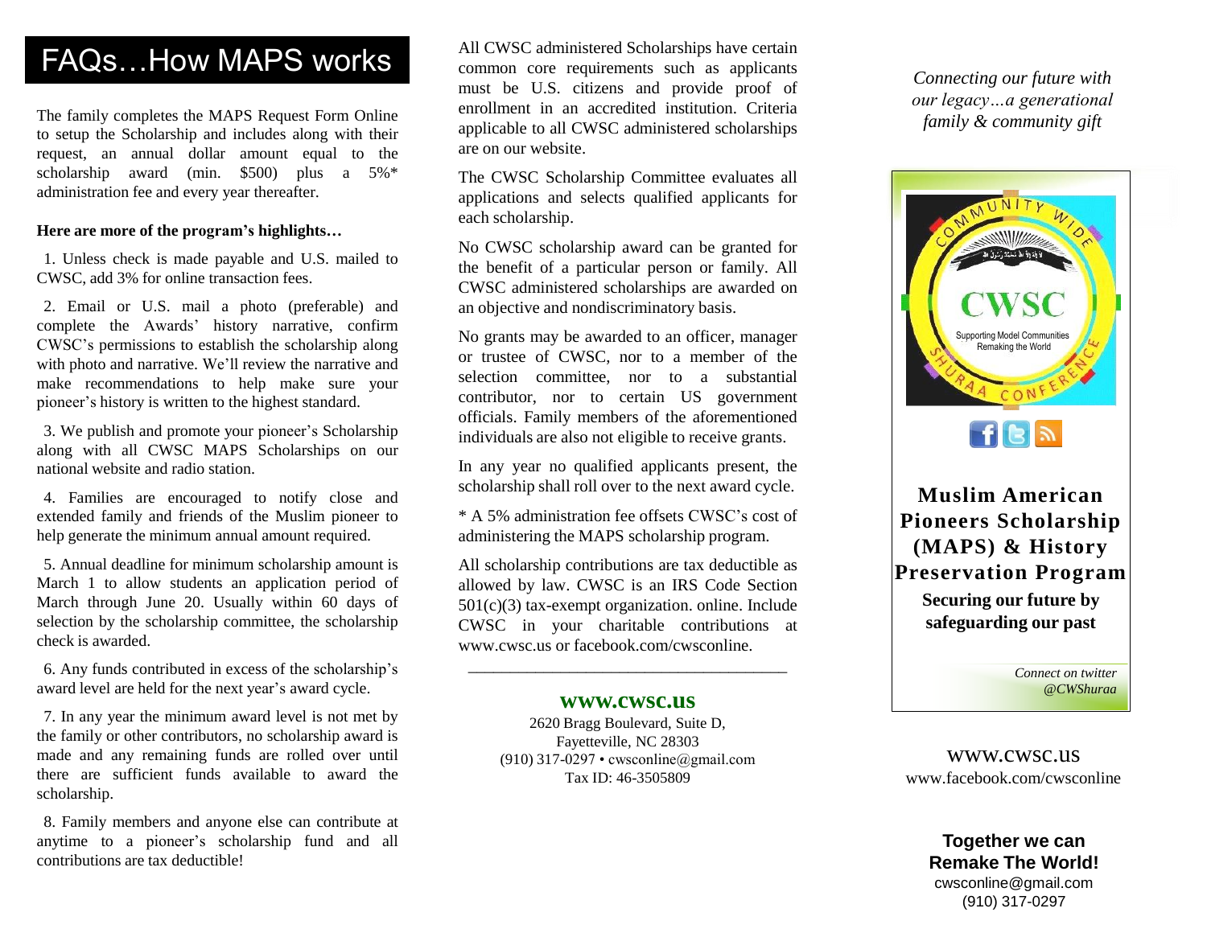# FAQs…How MAPS works

The family completes the MAPS Request Form Online to setup the Scholarship and includes along with their request, an annual dollar amount equal to the scholarship award (min. $500) plus a 5%* administration fee and every year thereafter.

**Here are more of the program's highlights…**

1. Unless check is made payable and U.S. mailed to CWSC, add 3% for online transaction fees.

2. Email or U.S. mail a photo (preferable) and complete the Awards' history narrative, confirm CWSC's permissions to establish the scholarship along with photo and narrative. We'll review the narrative and make recommendations to help make sure your pioneer's history is written to the highest standard.

3. We publish and promote your pioneer's Scholarship along with all CWSC MAPS Scholarships on our national website and radio station.

4. Families are encouraged to notify close and extended family and friends of the Muslim pioneer to help generate the minimum annual amount required.

5. Annual deadline for minimum scholarship amount is March 1 to allow students an application period of March through June 20. Usually within 60 days of selection by the scholarship committee, the scholarship check is awarded.

6. Any funds contributed in excess of the scholarship's award level are held for the next year's award cycle.

7. In any year the minimum award level is not met by the family or other contributors, no scholarship award is made and any remaining funds are rolled over until there are sufficient funds available to award the scholarship.

8. Family members and anyone else can contribute at anytime to a pioneer's scholarship fund and all contributions are tax deductible!

All CWSC administered Scholarships have certain common core requirements such as applicants must be U.S. citizens and provide proof of enrollment in an accredited institution. Criteria applicable to all CWSC administered scholarships are on our website.

The CWSC Scholarship Committee evaluates all applications and selects qualified applicants for each scholarship.

No CWSC scholarship award can be granted for the benefit of a particular person or family. All CWSC administered scholarships are awarded on an objective and nondiscriminatory basis.

No grants may be awarded to an officer, manager or trustee of CWSC, nor to a member of the selection committee, nor to a substantial contributor, nor to certain US government officials. Family members of the aforementioned individuals are also not eligible to receive grants.

In any year no qualified applicants present, the scholarship shall roll over to the next award cycle.

\* A 5% administration fee offsets CWSC's cost of administering the MAPS scholarship program.

All scholarship contributions are tax deductible as allowed by law. CWSC is an IRS Code Section 501(c)(3) tax-exempt organization. online. Include CWSC in your charitable contributions at www.cwsc.us or facebook.com/cwsconline.

---

**www.cwsc.us**

2620 Bragg Boulevard, Suite D,
Fayetteville, NC 28303
(910) 317-0297 • cwsconline@gmail.com
Tax ID: 46-3505809

*Connecting our future with our legacy…a generational family & community gift*

COMMUNITY WIDE SHURAA CONFERENCE

CWSC

Supporting Model Communities
Remaking the World

## Muslim American Pioneers Scholarship (MAPS) & History Preservation Program

**Securing our future by safeguarding our past**

*Connect on twitter @CWShuraa*

www.cwsc.us
www.facebook.com/cwsconline

**Together we can Remake The World!**
cwsconline@gmail.com
(910) 317-0297